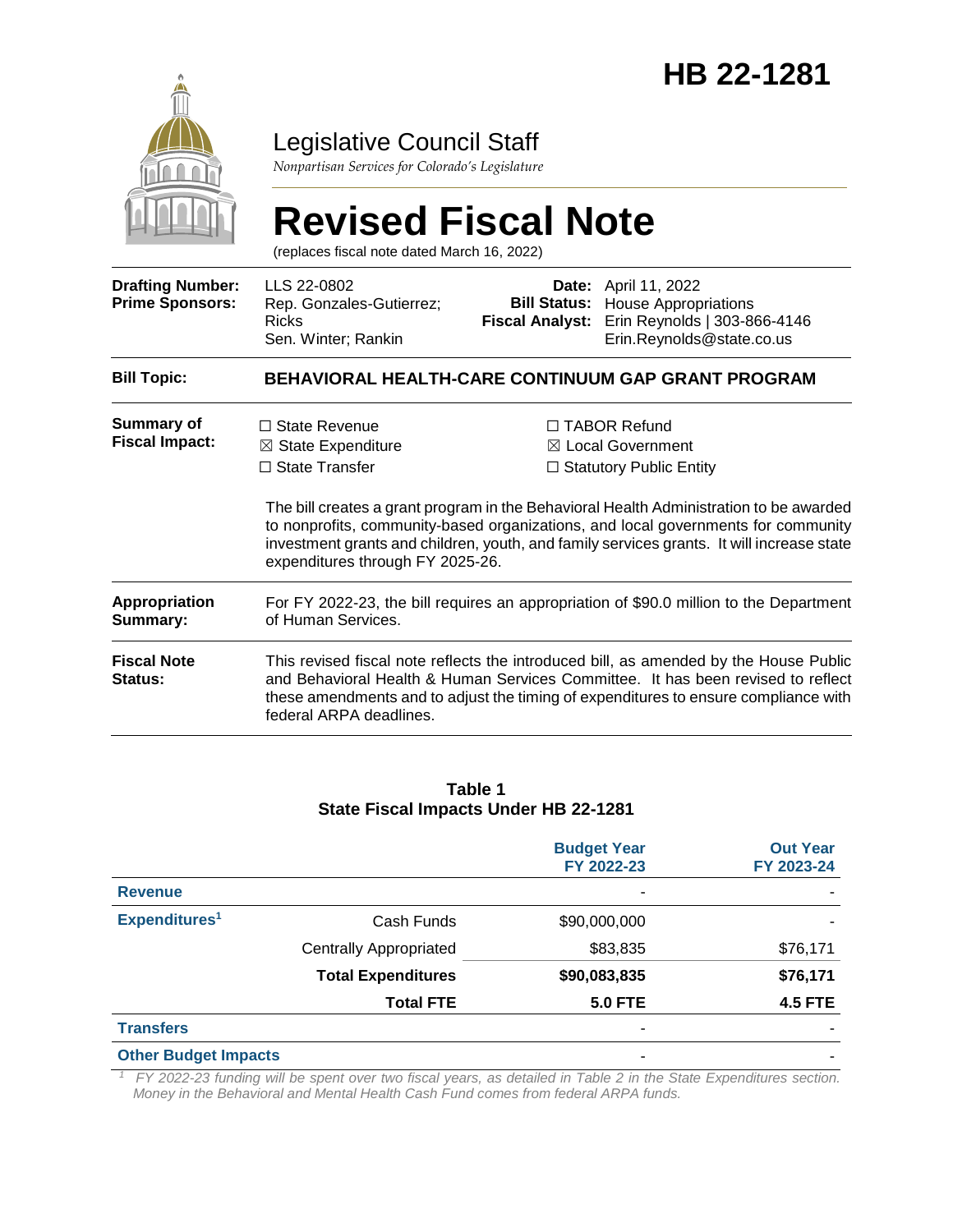# HB 22-1281

## Legislative Council Staff

*Nonpartisan Services for Colorado's Legislature*

# Revised Fiscal Note

(replaces fiscal note dated March 16, 2022)

| | | | |
|---|---|---|---|
| **Drafting Number:** | LLS 22-0802 | **Date:** | April 11, 2022 |
| **Prime Sponsors:** | Rep. Gonzales-Gutierrez; Ricks<br>Sen. Winter; Rankin | **Bill Status:** | House Appropriations |
| | | **Fiscal Analyst:** | Erin Reynolds \| 303-866-4146<br>Erin.Reynolds@state.co.us |

**Bill Topic:** **BEHAVIORAL HEALTH-CARE CONTINUUM GAP GRANT PROGRAM**

**Summary of Fiscal Impact:**

☐ State Revenue
☒ State Expenditure
☐ State Transfer
☐ TABOR Refund
☒ Local Government
☐ Statutory Public Entity

The bill creates a grant program in the Behavioral Health Administration to be awarded to nonprofits, community-based organizations, and local governments for community investment grants and children, youth, and family services grants. It will increase state expenditures through FY 2025-26.

**Appropriation Summary:** For FY 2022-23, the bill requires an appropriation of $90.0 million to the Department of Human Services.

**Fiscal Note Status:** This revised fiscal note reflects the introduced bill, as amended by the House Public and Behavioral Health & Human Services Committee. It has been revised to reflect these amendments and to adjust the timing of expenditures to ensure compliance with federal ARPA deadlines.

**Table 1**
**State Fiscal Impacts Under HB 22-1281**

| | | Budget Year FY 2022-23 | Out Year FY 2023-24 |
|---|---|---|---|
| **Revenue** | | - | - |
| **Expenditures**[1] | Cash Funds | $90,000,000 | - |
| | Centrally Appropriated | $83,835 | $76,171 |
| | **Total Expenditures** | **$90,083,835** | **$76,171** |
| | **Total FTE** | **5.0 FTE** | **4.5 FTE** |
| **Transfers** | | - | - |
| **Other Budget Impacts** | | - | - |

[1] *FY 2022-23 funding will be spent over two fiscal years, as detailed in Table 2 in the State Expenditures section. Money in the Behavioral and Mental Health Cash Fund comes from federal ARPA funds.*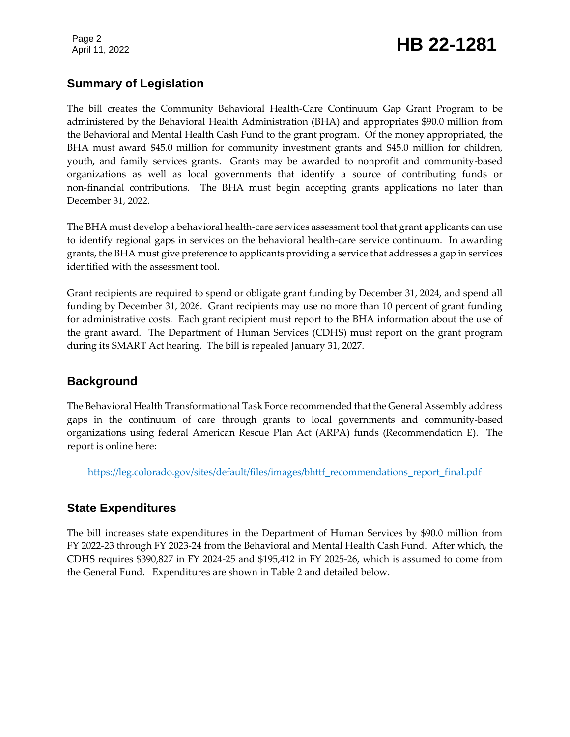## Summary of Legislation

The bill creates the Community Behavioral Health-Care Continuum Gap Grant Program to be administered by the Behavioral Health Administration (BHA) and appropriates $90.0 million from the Behavioral and Mental Health Cash Fund to the grant program. Of the money appropriated, the BHA must award $45.0 million for community investment grants and $45.0 million for children, youth, and family services grants. Grants may be awarded to nonprofit and community-based organizations as well as local governments that identify a source of contributing funds or non-financial contributions. The BHA must begin accepting grants applications no later than December 31, 2022.

The BHA must develop a behavioral health-care services assessment tool that grant applicants can use to identify regional gaps in services on the behavioral health-care service continuum. In awarding grants, the BHA must give preference to applicants providing a service that addresses a gap in services identified with the assessment tool.

Grant recipients are required to spend or obligate grant funding by December 31, 2024, and spend all funding by December 31, 2026. Grant recipients may use no more than 10 percent of grant funding for administrative costs. Each grant recipient must report to the BHA information about the use of the grant award. The Department of Human Services (CDHS) must report on the grant program during its SMART Act hearing. The bill is repealed January 31, 2027.

## Background

The Behavioral Health Transformational Task Force recommended that the General Assembly address gaps in the continuum of care through grants to local governments and community-based organizations using federal American Rescue Plan Act (ARPA) funds (Recommendation E). The report is online here:

https://leg.colorado.gov/sites/default/files/images/bhttf_recommendations_report_final.pdf

## State Expenditures

The bill increases state expenditures in the Department of Human Services by $90.0 million from FY 2022-23 through FY 2023-24 from the Behavioral and Mental Health Cash Fund. After which, the CDHS requires $390,827 in FY 2024-25 and $195,412 in FY 2025-26, which is assumed to come from the General Fund. Expenditures are shown in Table 2 and detailed below.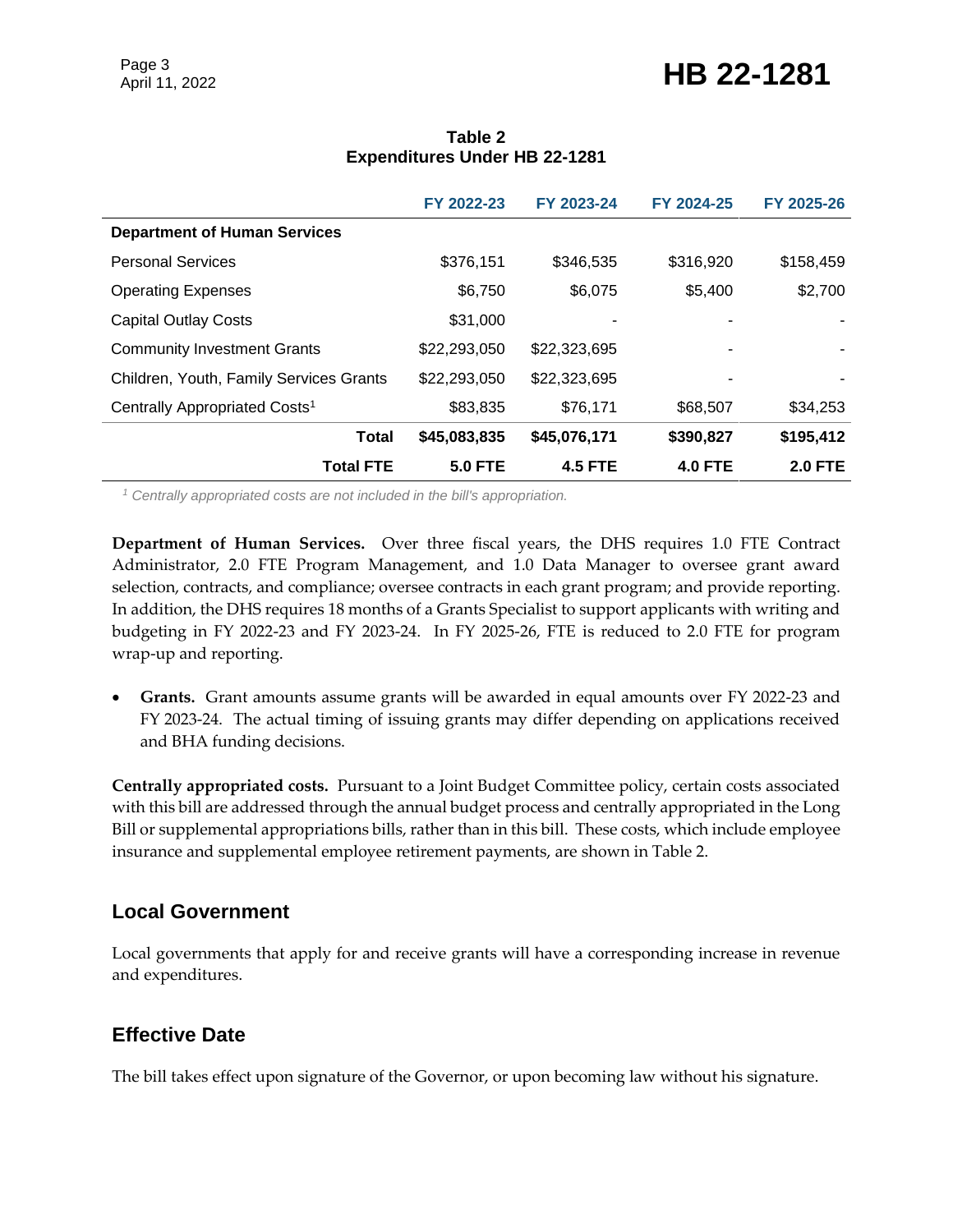**Table 2**
**Expenditures Under HB 22-1281**

| | FY 2022-23 | FY 2023-24 | FY 2024-25 | FY 2025-26 |
|---|---|---|---|---|
| **Department of Human Services** | | | | |
| Personal Services | $376,151 | $346,535 | $316,920 | $158,459 |
| Operating Expenses | $6,750 | $6,075 | $5,400 | $2,700 |
| Capital Outlay Costs | $31,000 | - | - | - |
| Community Investment Grants | $22,293,050 | $22,323,695 | - | - |
| Children, Youth, Family Services Grants | $22,293,050 | $22,323,695 | - | - |
| Centrally Appropriated Costs[1] | $83,835 | $76,171 | $68,507 | $34,253 |
| **Total** | **$45,083,835** | **$45,076,171** | **$390,827** | **$195,412** |
| **Total FTE** | **5.0 FTE** | **4.5 FTE** | **4.0 FTE** | **2.0 FTE** |

*[1] Centrally appropriated costs are not included in the bill's appropriation.*

**Department of Human Services.** Over three fiscal years, the DHS requires 1.0 FTE Contract Administrator, 2.0 FTE Program Management, and 1.0 Data Manager to oversee grant award selection, contracts, and compliance; oversee contracts in each grant program; and provide reporting. In addition, the DHS requires 18 months of a Grants Specialist to support applicants with writing and budgeting in FY 2022-23 and FY 2023-24. In FY 2025-26, FTE is reduced to 2.0 FTE for program wrap-up and reporting.

- **Grants.** Grant amounts assume grants will be awarded in equal amounts over FY 2022-23 and FY 2023-24. The actual timing of issuing grants may differ depending on applications received and BHA funding decisions.

**Centrally appropriated costs.** Pursuant to a Joint Budget Committee policy, certain costs associated with this bill are addressed through the annual budget process and centrally appropriated in the Long Bill or supplemental appropriations bills, rather than in this bill. These costs, which include employee insurance and supplemental employee retirement payments, are shown in Table 2.

## Local Government

Local governments that apply for and receive grants will have a corresponding increase in revenue and expenditures.

## Effective Date

The bill takes effect upon signature of the Governor, or upon becoming law without his signature.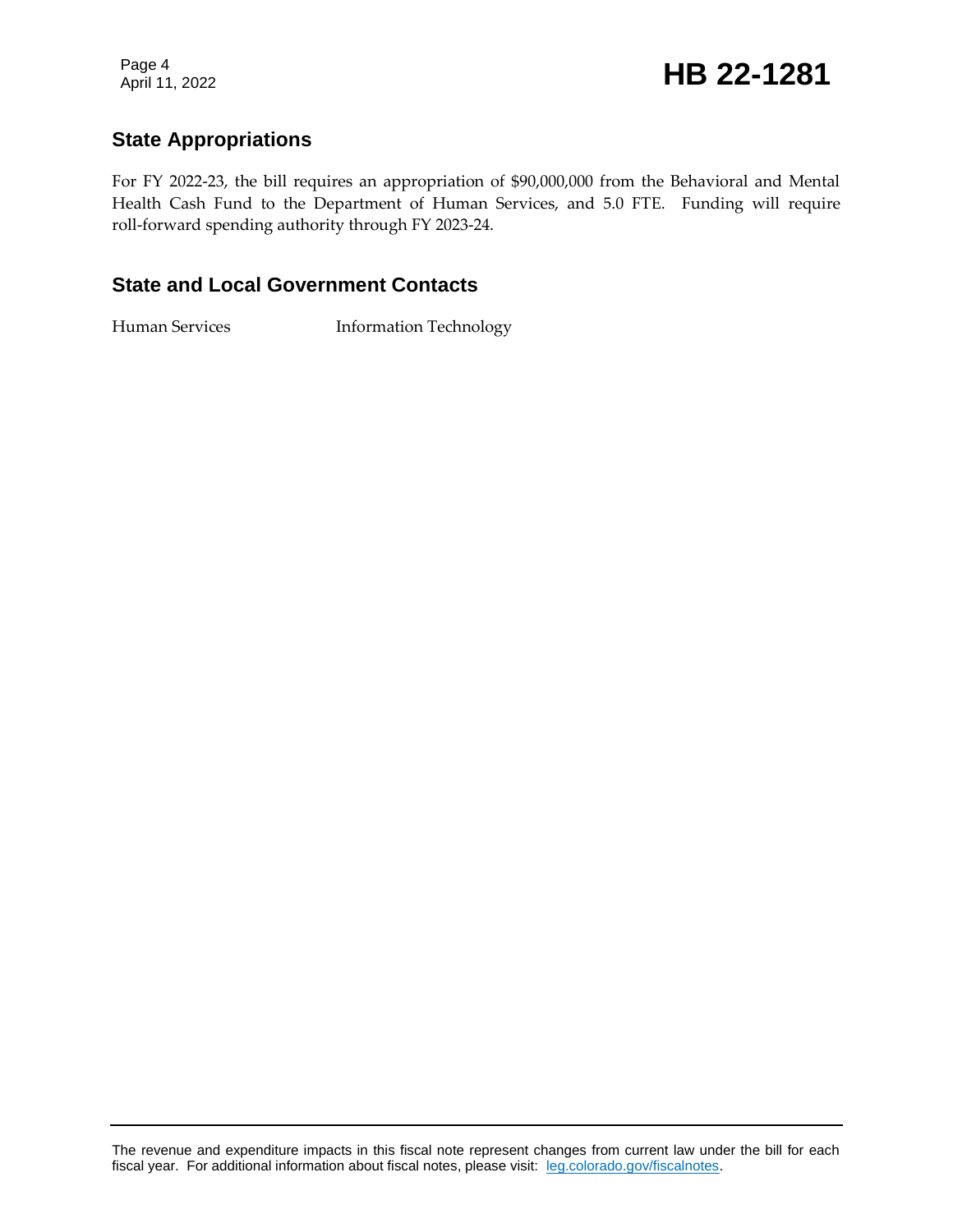## State Appropriations

For FY 2022-23, the bill requires an appropriation of $90,000,000 from the Behavioral and Mental Health Cash Fund to the Department of Human Services, and 5.0 FTE. Funding will require roll-forward spending authority through FY 2023-24.

## State and Local Government Contacts

Human Services    Information Technology

The revenue and expenditure impacts in this fiscal note represent changes from current law under the bill for each fiscal year. For additional information about fiscal notes, please visit: leg.colorado.gov/fiscalnotes.